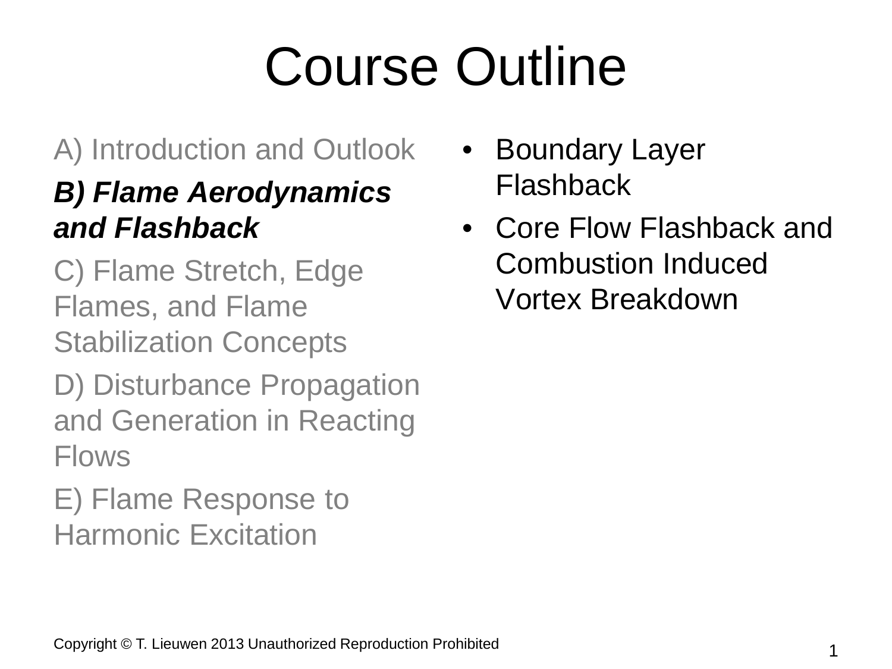# Course Outline

A) Introduction and Outlook

***B) Flame Aerodynamics and Flashback***

C) Flame Stretch, Edge Flames, and Flame Stabilization Concepts

D) Disturbance Propagation and Generation in Reacting Flows

E) Flame Response to Harmonic Excitation

- Boundary Layer Flashback
- Core Flow Flashback and Combustion Induced Vortex Breakdown

Copyright © T. Lieuwen 2013 Unauthorized Reproduction Prohibited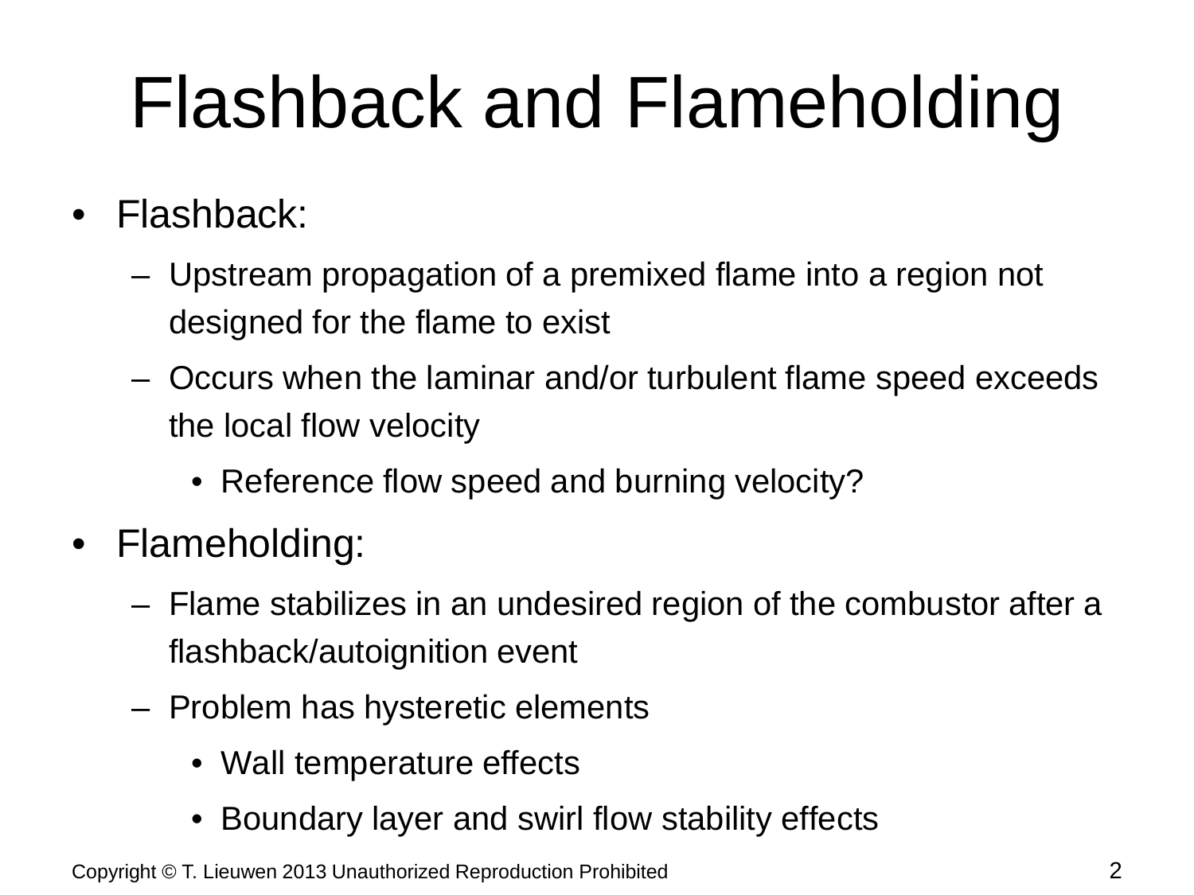# Flashback and Flameholding

- Flashback:
  - Upstream propagation of a premixed flame into a region not designed for the flame to exist
  - Occurs when the laminar and/or turbulent flame speed exceeds the local flow velocity
    - Reference flow speed and burning velocity?
- Flameholding:
  - Flame stabilizes in an undesired region of the combustor after a flashback/autoignition event
  - Problem has hysteretic elements
    - Wall temperature effects
    - Boundary layer and swirl flow stability effects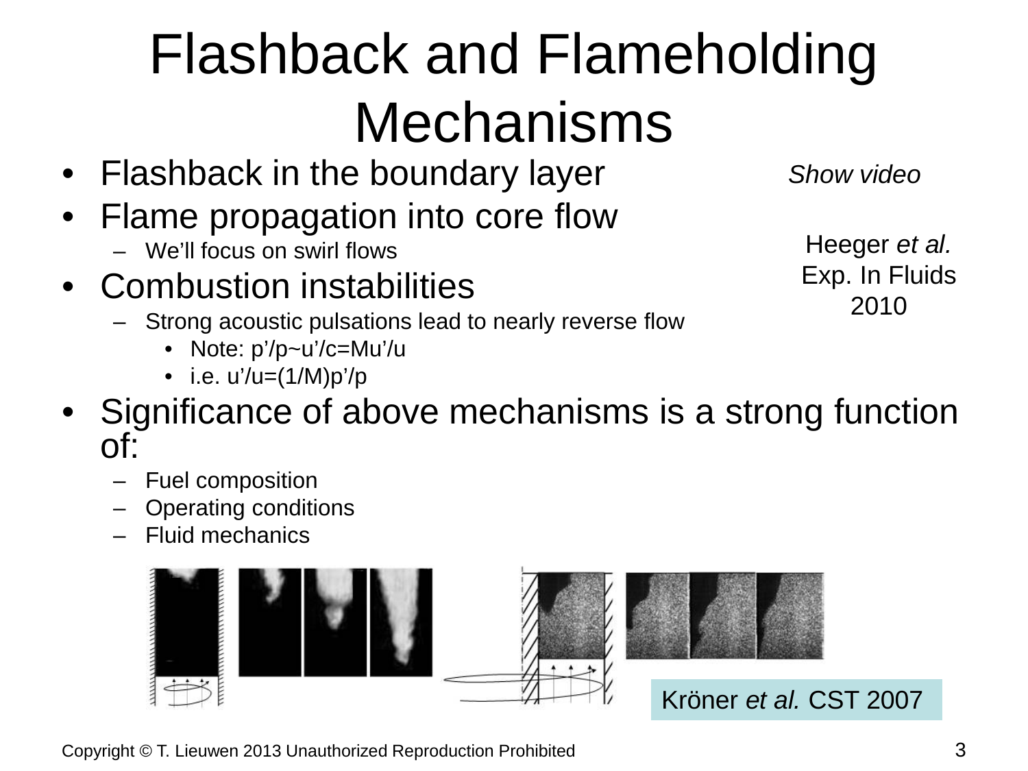# Flashback and Flameholding Mechanisms

- Flashback in the boundary layer
- Flame propagation into core flow
  - We'll focus on swirl flows
- Combustion instabilities
  - Strong acoustic pulsations lead to nearly reverse flow
    - Note: $p'/p \sim u'/c = Mu'/u$
    - i.e. $u'/u = (1/M)p'/p$
- Significance of above mechanisms is a strong function of:
  - Fuel composition
  - Operating conditions
  - Fluid mechanics

*Show video*

Heeger *et al.* Exp. In Fluids 2010

Kröner *et al.* CST 2007

Copyright © T. Lieuwen 2013 Unauthorized Reproduction Prohibited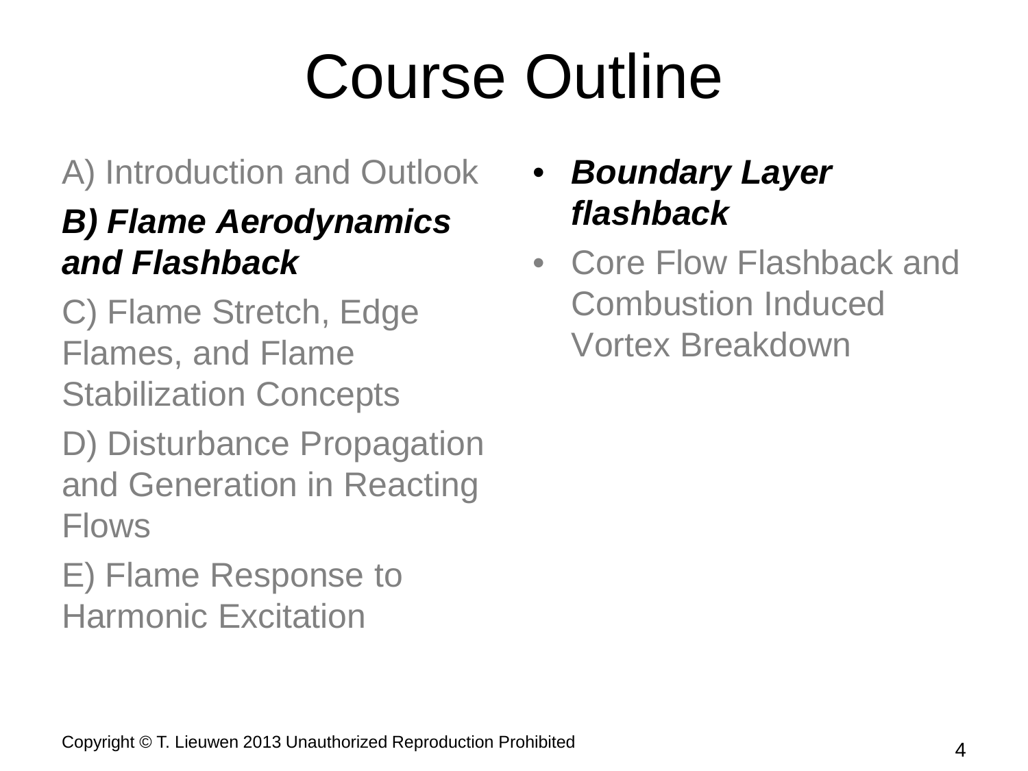# Course Outline

A) Introduction and Outlook

***B) Flame Aerodynamics and Flashback***

C) Flame Stretch, Edge Flames, and Flame Stabilization Concepts

D) Disturbance Propagation and Generation in Reacting Flows

E) Flame Response to Harmonic Excitation

- ***Boundary Layer flashback***
- Core Flow Flashback and Combustion Induced Vortex Breakdown

Copyright © T. Lieuwen 2013 Unauthorized Reproduction Prohibited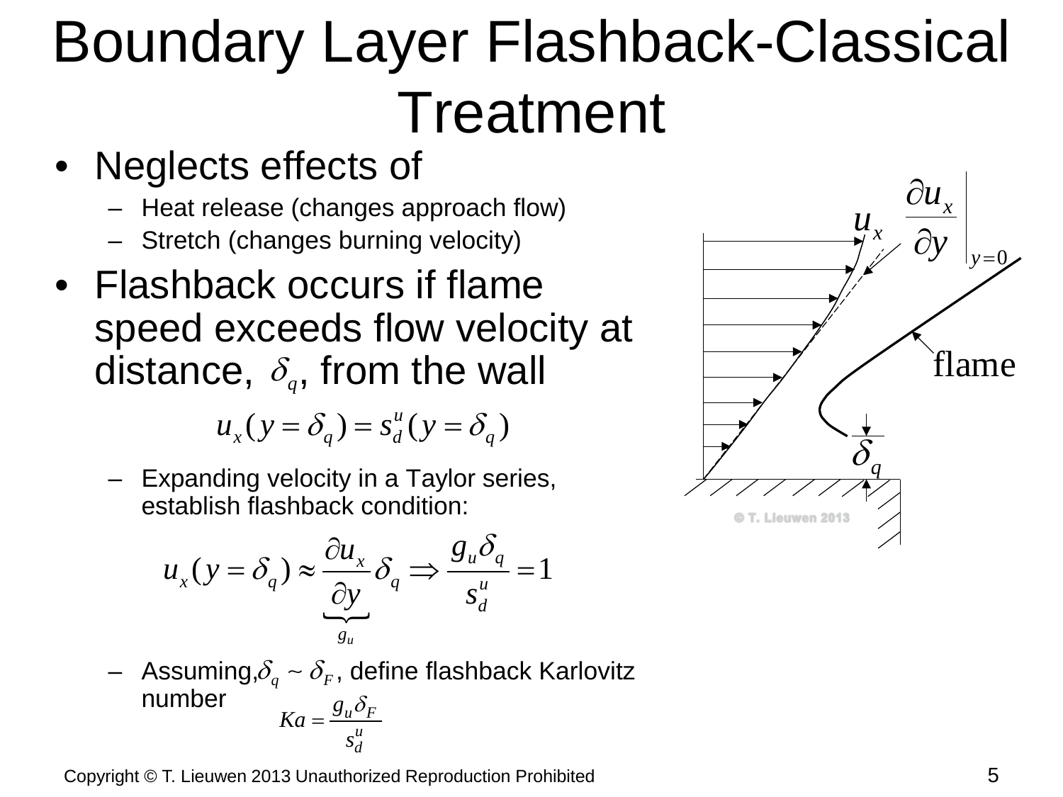# Boundary Layer Flashback-Classical Treatment

- Neglects effects of
  - Heat release (changes approach flow)
  - Stretch (changes burning velocity)
- Flashback occurs if flame speed exceeds flow velocity at distance, $\delta_q$, from the wall

$$u_x(y=\delta_q) = s_d^u(y=\delta_q)$$

  - Expanding velocity in a Taylor series, establish flashback condition:

$$u_x(y=\delta_q) \approx \underbrace{\frac{\partial u_x}{\partial y}}_{g_u}\delta_q \Rightarrow \frac{g_u \delta_q}{s_d^u} = 1$$

  - Assuming, $\delta_q \sim \delta_F$, define flashback Karlovitz number

$$Ka = \frac{g_u \delta_F}{s_d^u}$$

$u_x$ $\left.\frac{\partial u_x}{\partial y}\right|_{y=0}$

flame

$\delta_q$

© T. Lieuwen 2013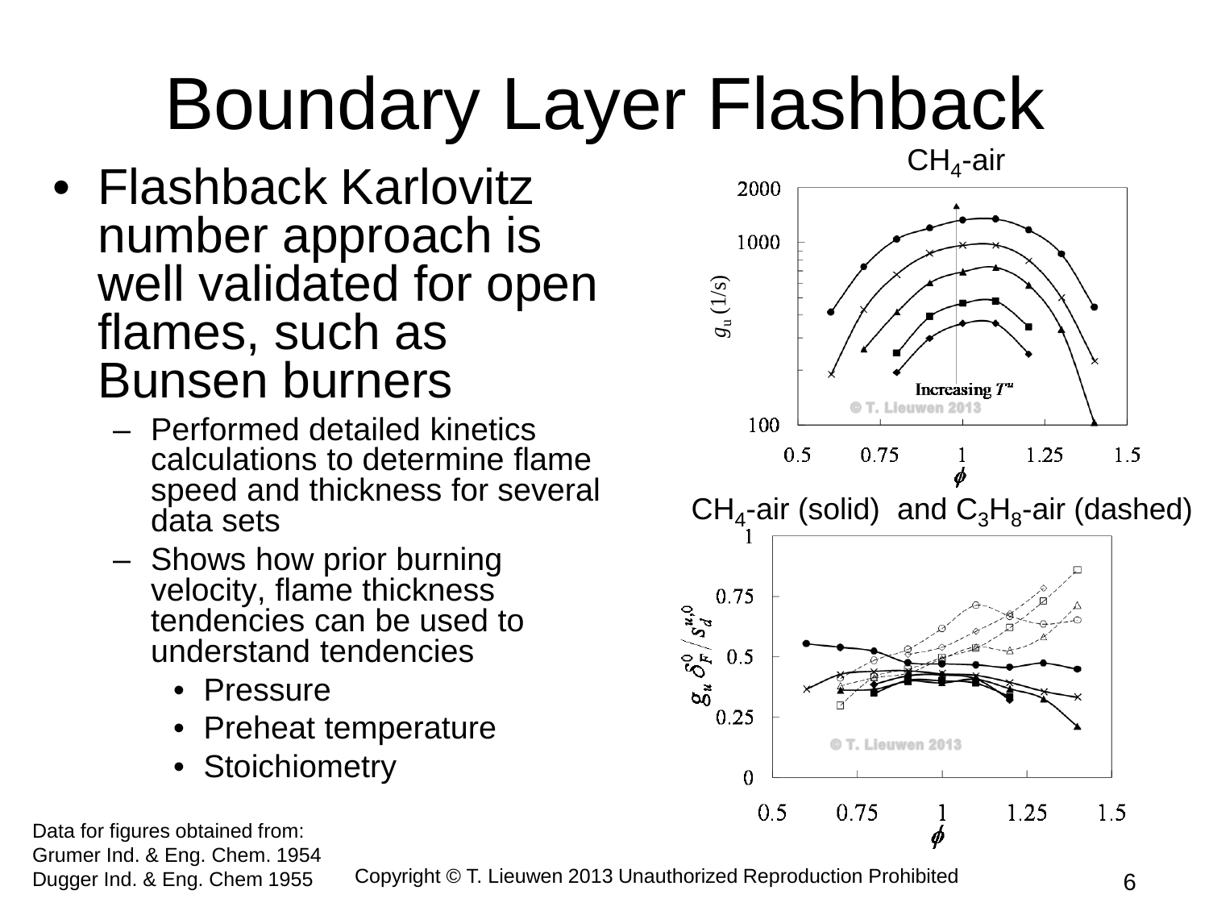# Boundary Layer Flashback

- Flashback Karlovitz number approach is well validated for open flames, such as Bunsen burners
  - Performed detailed kinetics calculations to determine flame speed and thickness for several data sets
  - Shows how prior burning velocity, flame thickness tendencies can be used to understand tendencies
    - Pressure
    - Preheat temperature
    - Stoichiometry

$CH_4$-air

$CH_4$-air (solid) and $C_3H_8$-air (dashed)

Data for figures obtained from:
Grumer Ind. & Eng. Chem. 1954
Dugger Ind. & Eng. Chem 1955

Copyright © T. Lieuwen 2013 Unauthorized Reproduction Prohibited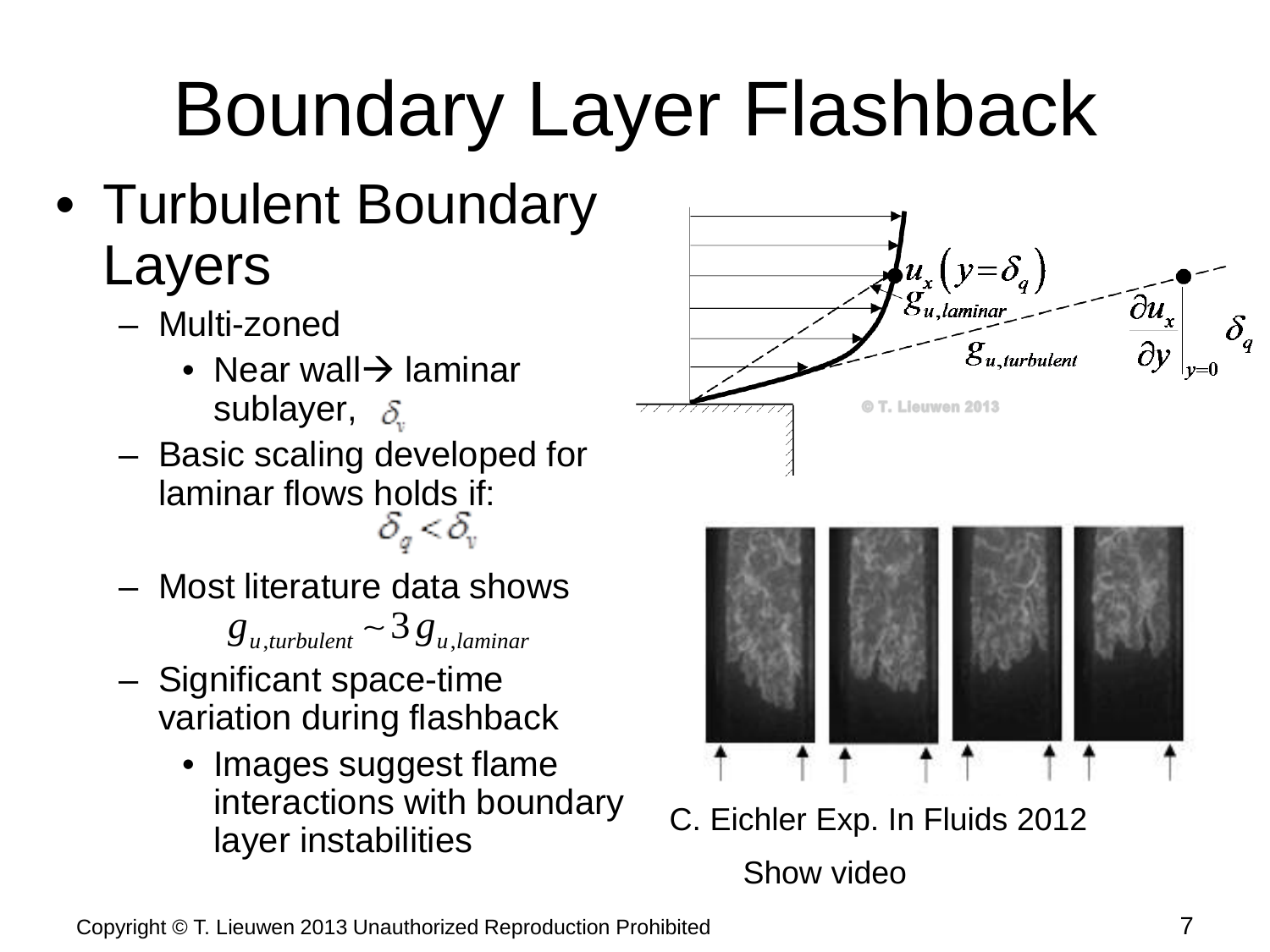# Boundary Layer Flashback

- Turbulent Boundary Layers
  - Multi-zoned
    - Near wall→ laminar sublayer, $\delta_v$
  - Basic scaling developed for laminar flows holds if:

    $$\delta_q < \delta_v$$

  - Most literature data shows

    $$g_{u,turbulent} \sim 3 g_{u,laminar}$$

  - Significant space-time variation during flashback
    - Images suggest flame interactions with boundary layer instabilities

$u_x\left(y=\delta_q\right)$ $g_{u,laminar}$ $g_{u,turbulent}$ $\left.\frac{\partial u_x}{\partial y}\right|_{y=0} \delta_q$

© T. Lieuwen 2013

C. Eichler Exp. In Fluids 2012

Show video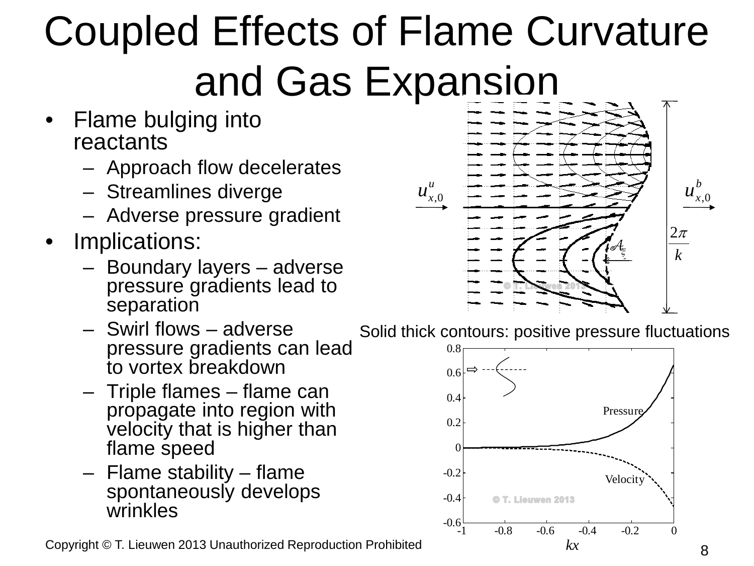# Coupled Effects of Flame Curvature and Gas Expansion

- Flame bulging into reactants
  - Approach flow decelerates
  - Streamlines diverge
  - Adverse pressure gradient
- Implications:
  - Boundary layers – adverse pressure gradients lead to separation
  - Swirl flows – adverse pressure gradients can lead to vortex breakdown
  - Triple flames – flame can propagate into region with velocity that is higher than flame speed
  - Flame stability – flame spontaneously develops wrinkles

Solid thick contours: positive pressure fluctuations

Copyright © T. Lieuwen 2013 Unauthorized Reproduction Prohibited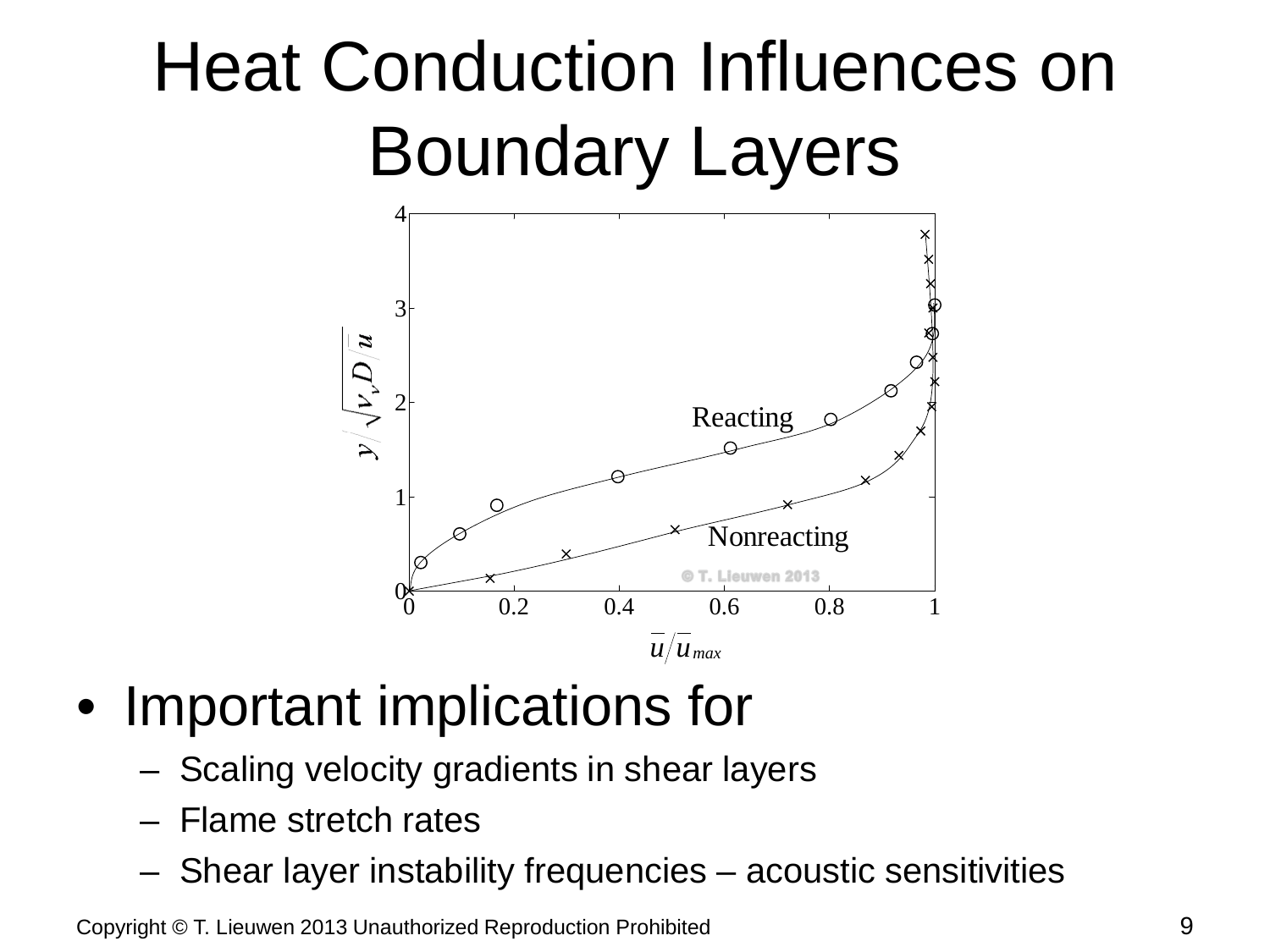# Heat Conduction Influences on Boundary Layers

- Important implications for
  - Scaling velocity gradients in shear layers
  - Flame stretch rates
  - Shear layer instability frequencies – acoustic sensitivities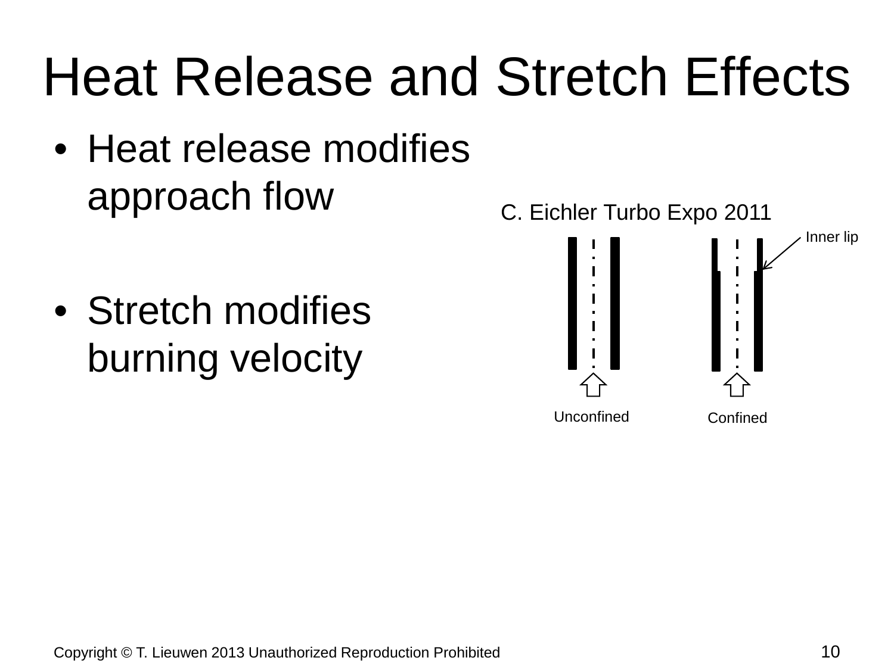# Heat Release and Stretch Effects

- Heat release modifies approach flow
- Stretch modifies burning velocity

C. Eichler Turbo Expo 2011

Inner lip

Unconfined

Confined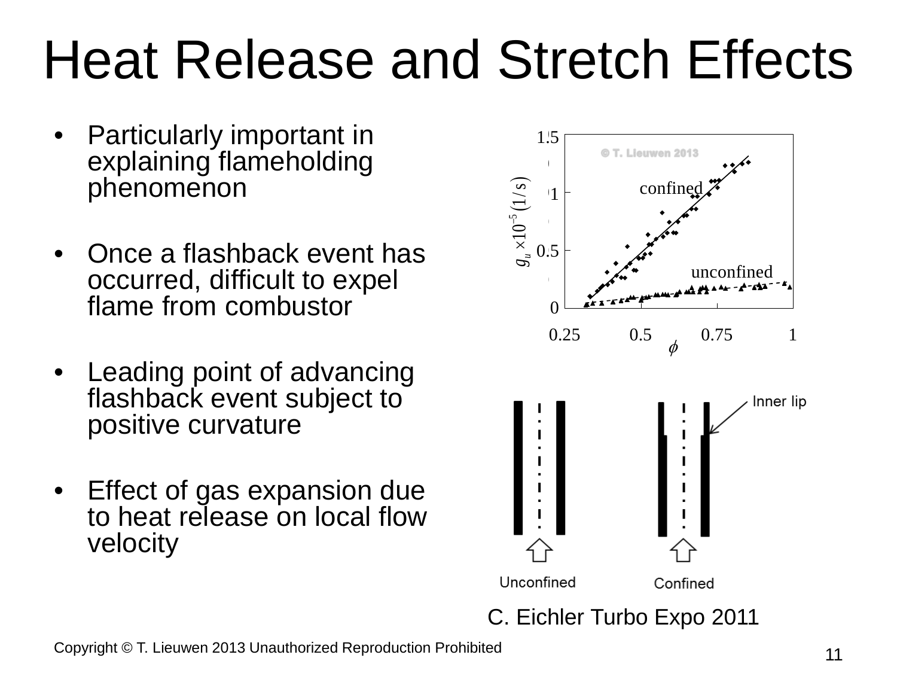# Heat Release and Stretch Effects

- Particularly important in explaining flameholding phenomenon
- Once a flashback event has occurred, difficult to expel flame from combustor
- Leading point of advancing flashback event subject to positive curvature
- Effect of gas expansion due to heat release on local flow velocity

C. Eichler Turbo Expo 2011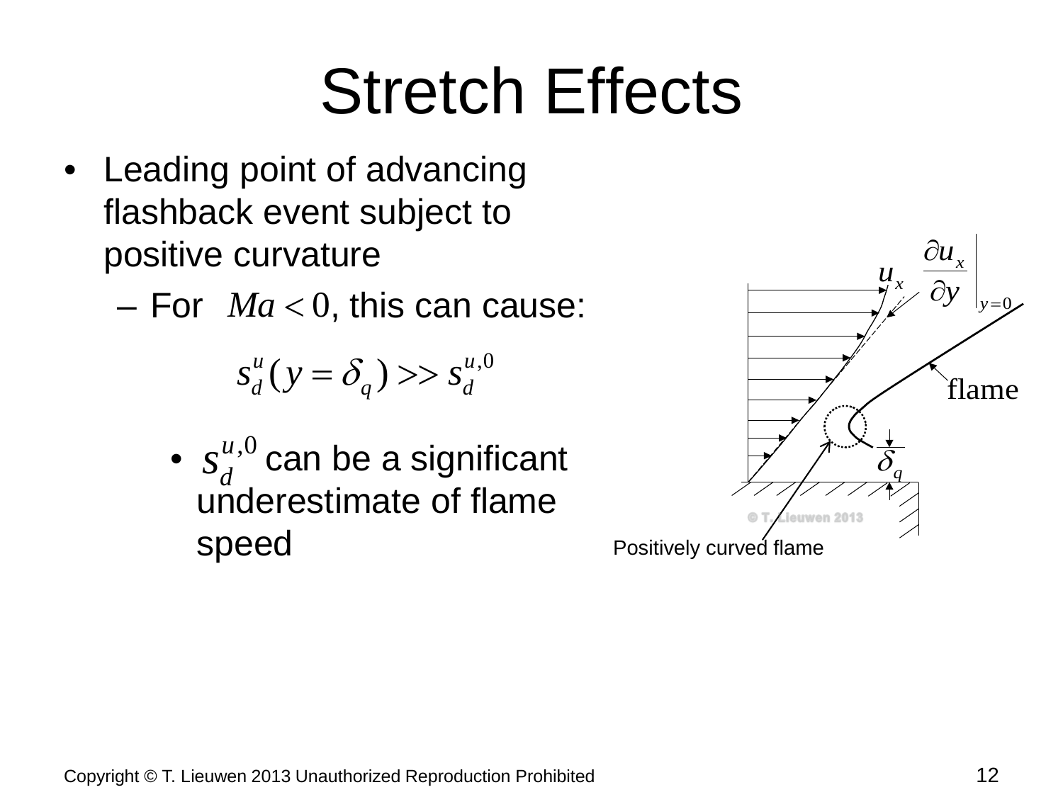# Stretch Effects

- Leading point of advancing flashback event subject to positive curvature
  - For $Ma < 0$, this can cause:

$$s_d^u(y = \delta_q) >> s_d^{u,0}$$

    - $s_d^{u,0}$ can be a significant underestimate of flame speed

Positively curved flame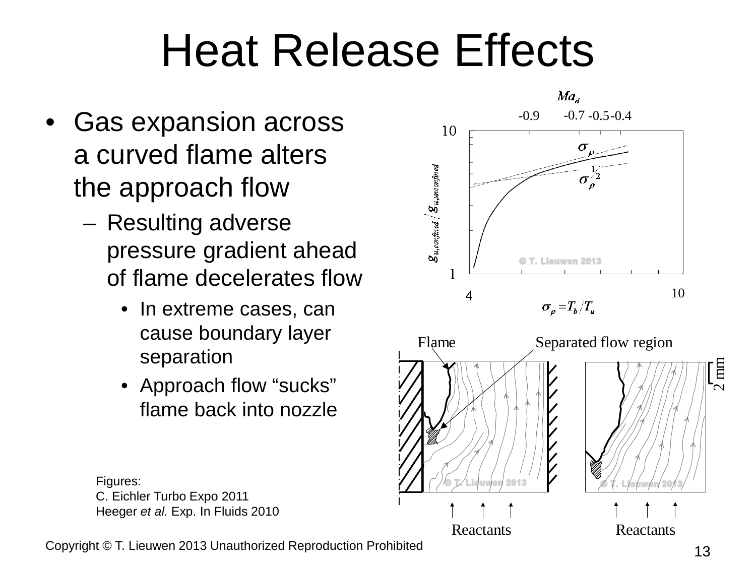# Heat Release Effects

- Gas expansion across a curved flame alters the approach flow
  - Resulting adverse pressure gradient ahead of flame decelerates flow
    - In extreme cases, can cause boundary layer separation
    - Approach flow "sucks" flame back into nozzle

$Ma_d$

-0.9 -0.7 -0.5 -0.4

$\sigma_\rho$

$\sigma_\rho^{1/2}$

$g_{u,confined} / g_{u,unconfined}$

$\sigma_\rho = T_b / T_u$

Flame

Separated flow region

2 mm

Reactants

Reactants

Figures:
C. Eichler Turbo Expo 2011
Heeger *et al.* Exp. In Fluids 2010

Copyright © T. Lieuwen 2013 Unauthorized Reproduction Prohibited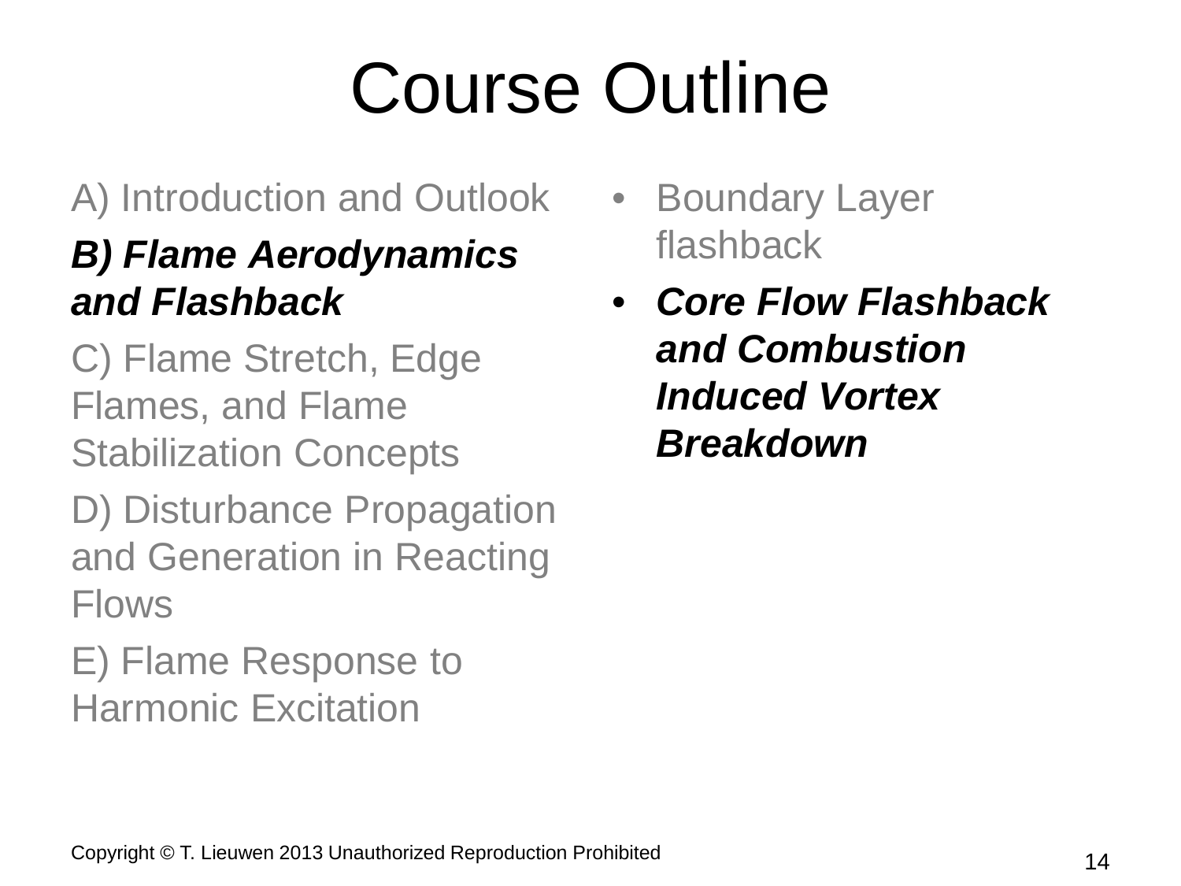# Course Outline

A) Introduction and Outlook

***B) Flame Aerodynamics and Flashback***

C) Flame Stretch, Edge Flames, and Flame Stabilization Concepts

D) Disturbance Propagation and Generation in Reacting Flows

E) Flame Response to Harmonic Excitation

- Boundary Layer flashback
- ***Core Flow Flashback and Combustion Induced Vortex Breakdown***

Copyright © T. Lieuwen 2013 Unauthorized Reproduction Prohibited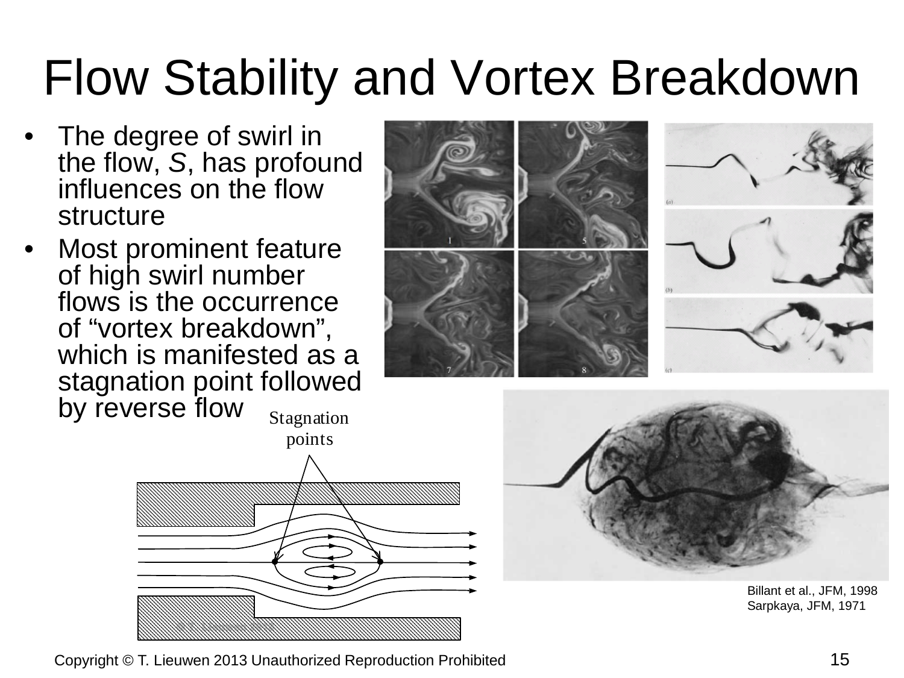# Flow Stability and Vortex Breakdown

- The degree of swirl in the flow, *S*, has profound influences on the flow structure
- Most prominent feature of high swirl number flows is the occurrence of "vortex breakdown", which is manifested as a stagnation point followed by reverse flow

Stagnation points

Billant et al., JFM, 1998
Sarpkaya, JFM, 1971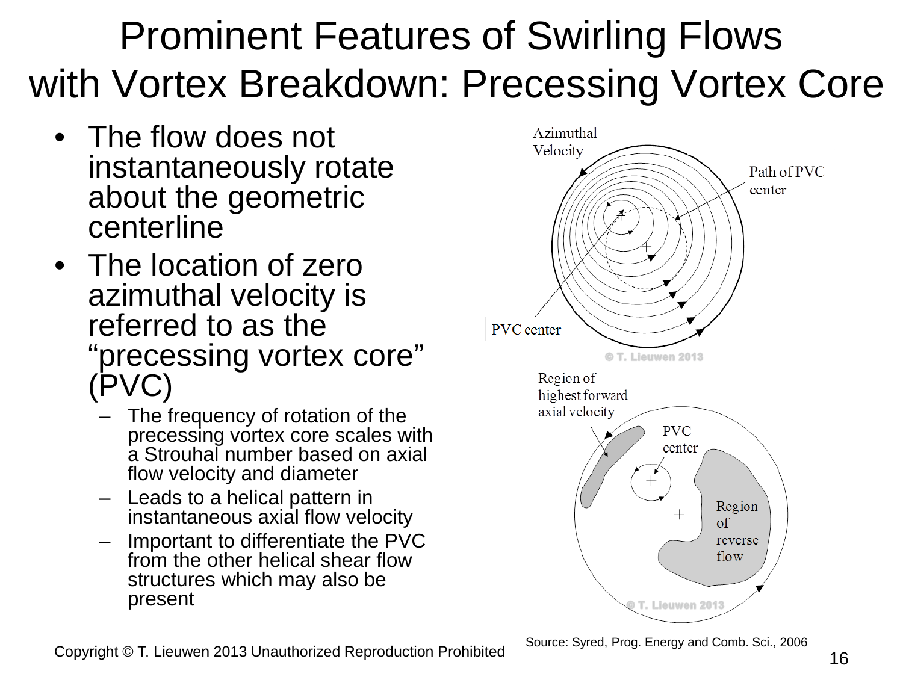# Prominent Features of Swirling Flows with Vortex Breakdown: Precessing Vortex Core

- The flow does not instantaneously rotate about the geometric centerline
- The location of zero azimuthal velocity is referred to as the “precessing vortex core” (PVC)
  - The frequency of rotation of the precessing vortex core scales with a Strouhal number based on axial flow velocity and diameter
  - Leads to a helical pattern in instantaneous axial flow velocity
  - Important to differentiate the PVC from the other helical shear flow structures which may also be present

Azimuthal Velocity

Path of PVC center

PVC center

Region of highest forward axial velocity

PVC center

Region of reverse flow

Source: Syred, Prog. Energy and Comb. Sci., 2006

Copyright © T. Lieuwen 2013 Unauthorized Reproduction Prohibited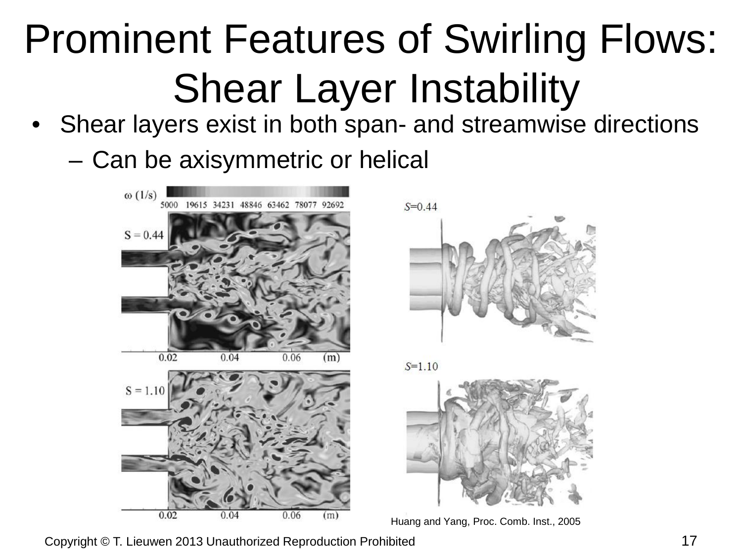# Prominent Features of Swirling Flows: Shear Layer Instability

- Shear layers exist in both span- and streamwise directions
  - Can be axisymmetric or helical

Huang and Yang, Proc. Comb. Inst., 2005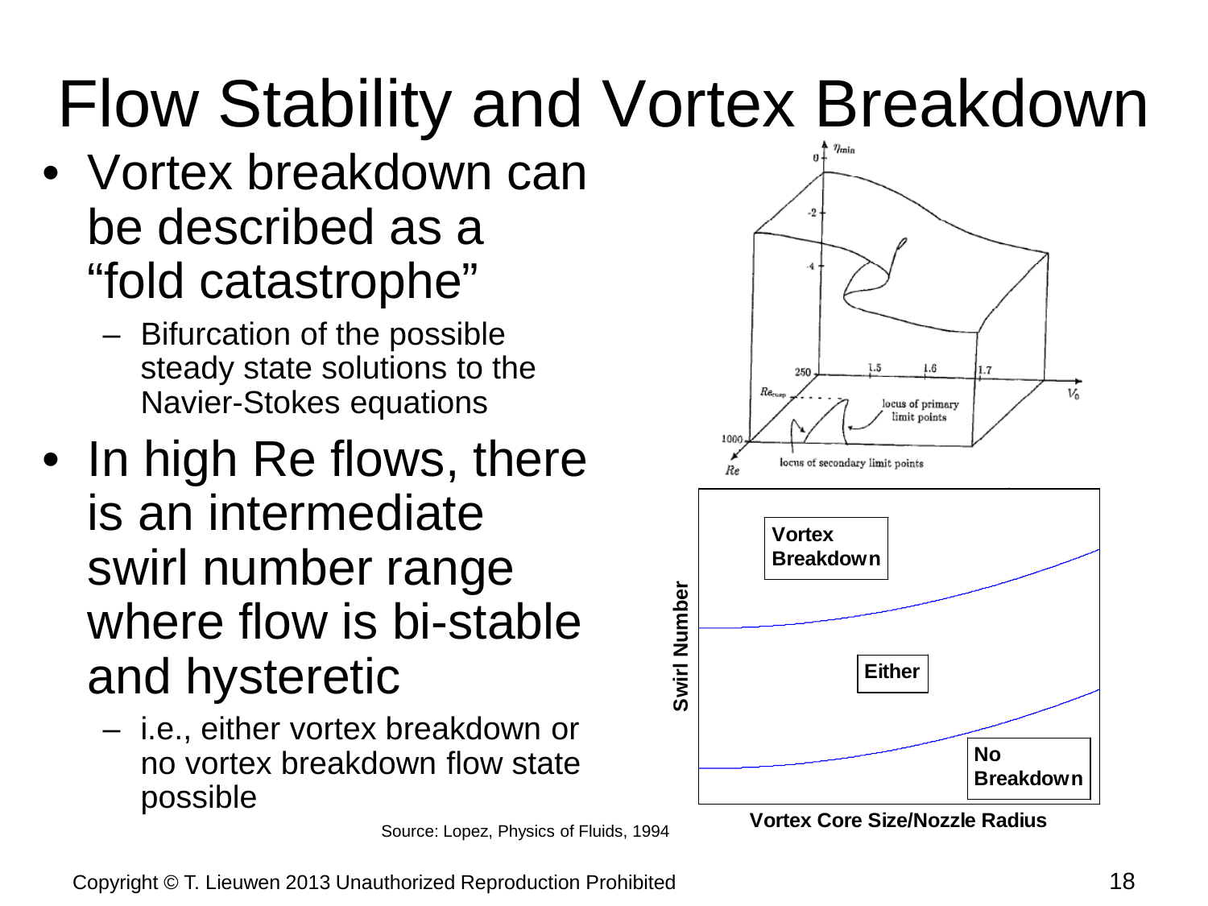# Flow Stability and Vortex Breakdown

- Vortex breakdown can be described as a "fold catastrophe"
  - Bifurcation of the possible steady state solutions to the Navier-Stokes equations
- In high Re flows, there is an intermediate swirl number range where flow is bi-stable and hysteretic
  - i.e., either vortex breakdown or no vortex breakdown flow state possible

Source: Lopez, Physics of Fluids, 1994

Copyright © T. Lieuwen 2013 Unauthorized Reproduction Prohibited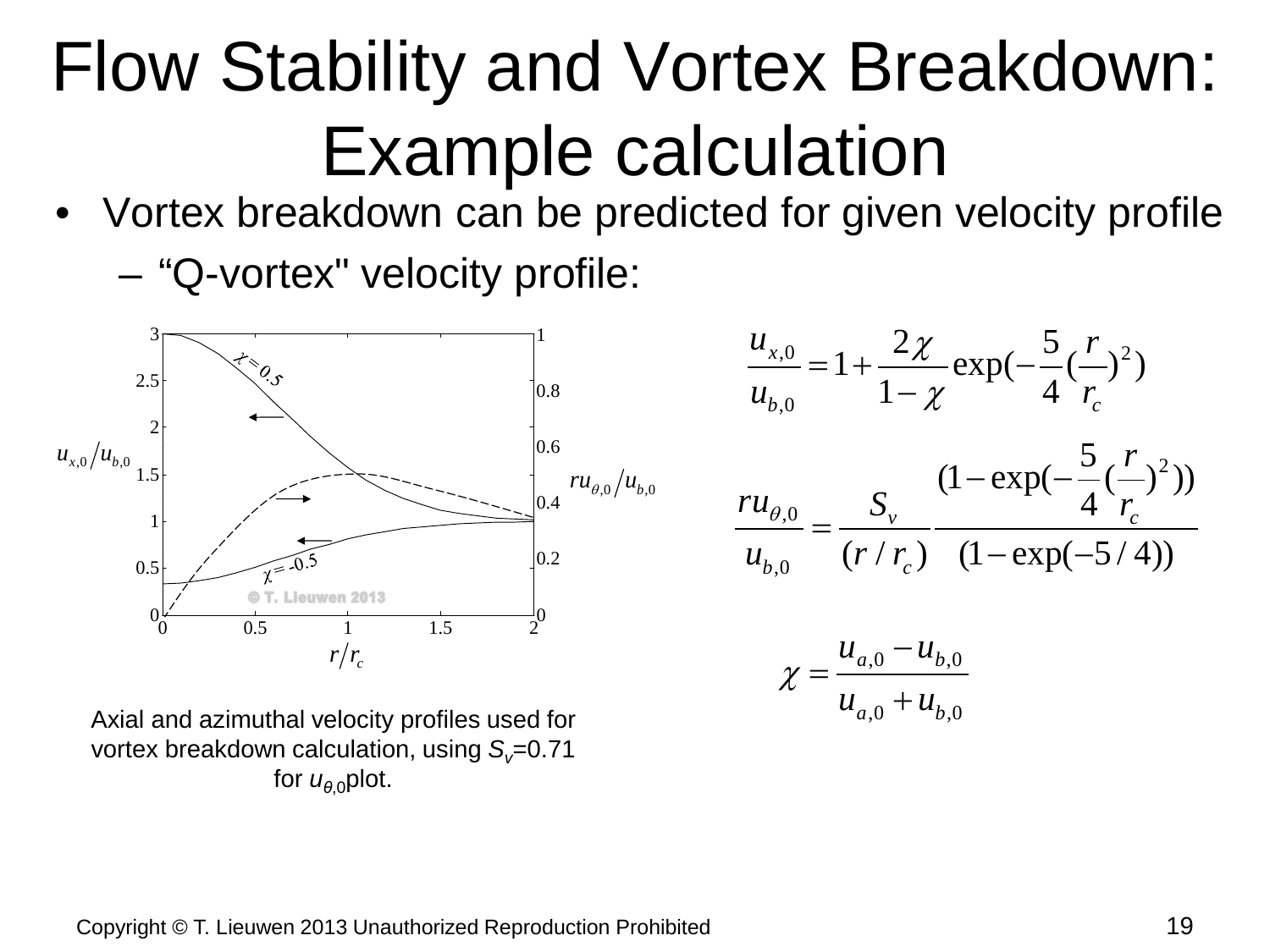# Flow Stability and Vortex Breakdown: Example calculation

- Vortex breakdown can be predicted for given velocity profile
  - "Q-vortex" velocity profile:

$$\frac{u_{x,0}}{u_{b,0}} = 1 + \frac{2\chi}{1-\chi}\exp\left(-\frac{5}{4}\left(\frac{r}{r_c}\right)^2\right)$$

$$\frac{ru_{\theta,0}}{u_{b,0}} = \frac{S_v}{(r/r_c)}\frac{\left(1-\exp\left(-\frac{5}{4}\left(\frac{r}{r_c}\right)^2\right)\right)}{(1-\exp(-5/4))}$$

$$\chi = \frac{u_{a,0}-u_{b,0}}{u_{a,0}+u_{b,0}}$$

Axial and azimuthal velocity profiles used for vortex breakdown calculation, using $S_v$=0.71 for $u_{\theta,0}$plot.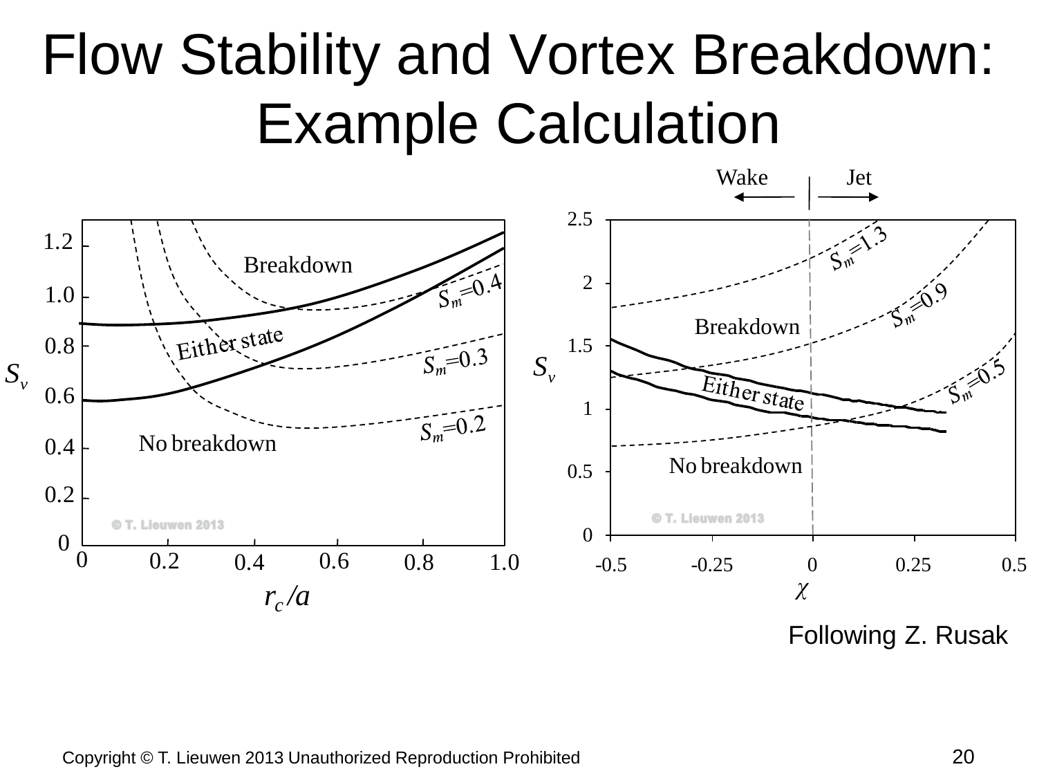# Flow Stability and Vortex Breakdown: Example Calculation

Following Z. Rusak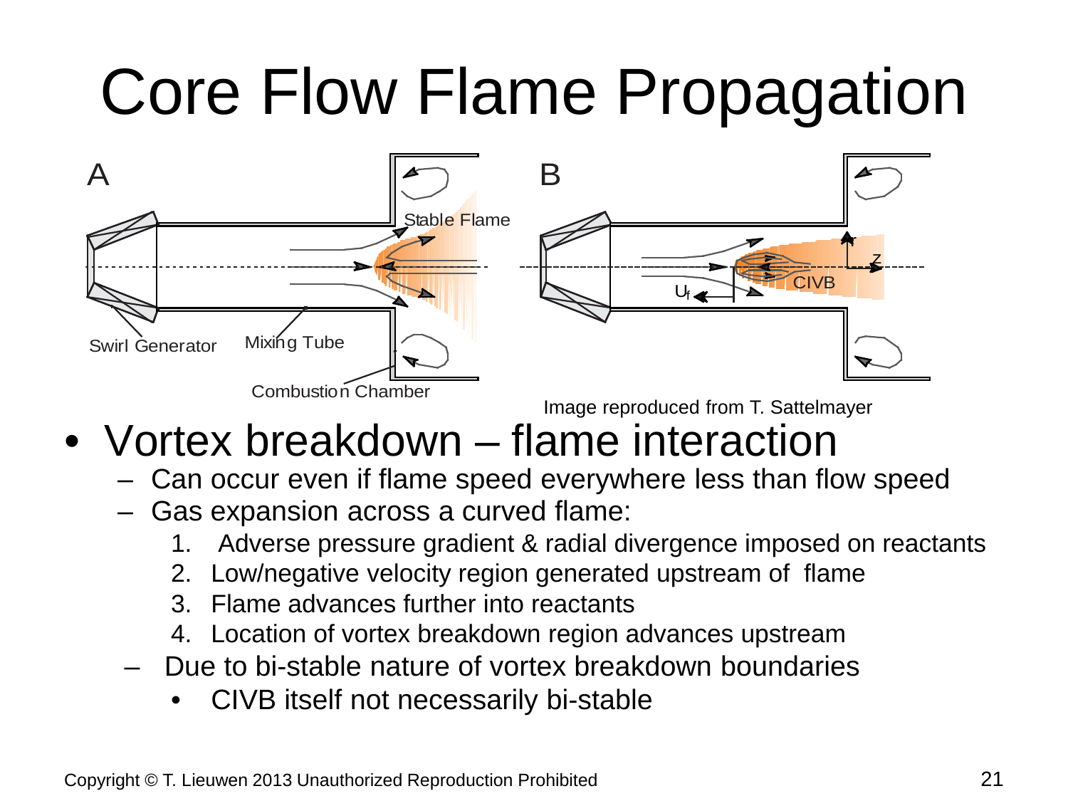# Core Flow Flame Propagation

A

Stable Flame

Swirl Generator

Mixing Tube

Combustion Chamber

B

$U_f$

r

z

CIVB

Image reproduced from T. Sattelmayer

- Vortex breakdown – flame interaction
  - Can occur even if flame speed everywhere less than flow speed
  - Gas expansion across a curved flame:
    1. Adverse pressure gradient & radial divergence imposed on reactants
    2. Low/negative velocity region generated upstream of flame
    3. Flame advances further into reactants
    4. Location of vortex breakdown region advances upstream
  - Due to bi-stable nature of vortex breakdown boundaries
    - CIVB itself not necessarily bi-stable

Copyright © T. Lieuwen 2013 Unauthorized Reproduction Prohibited